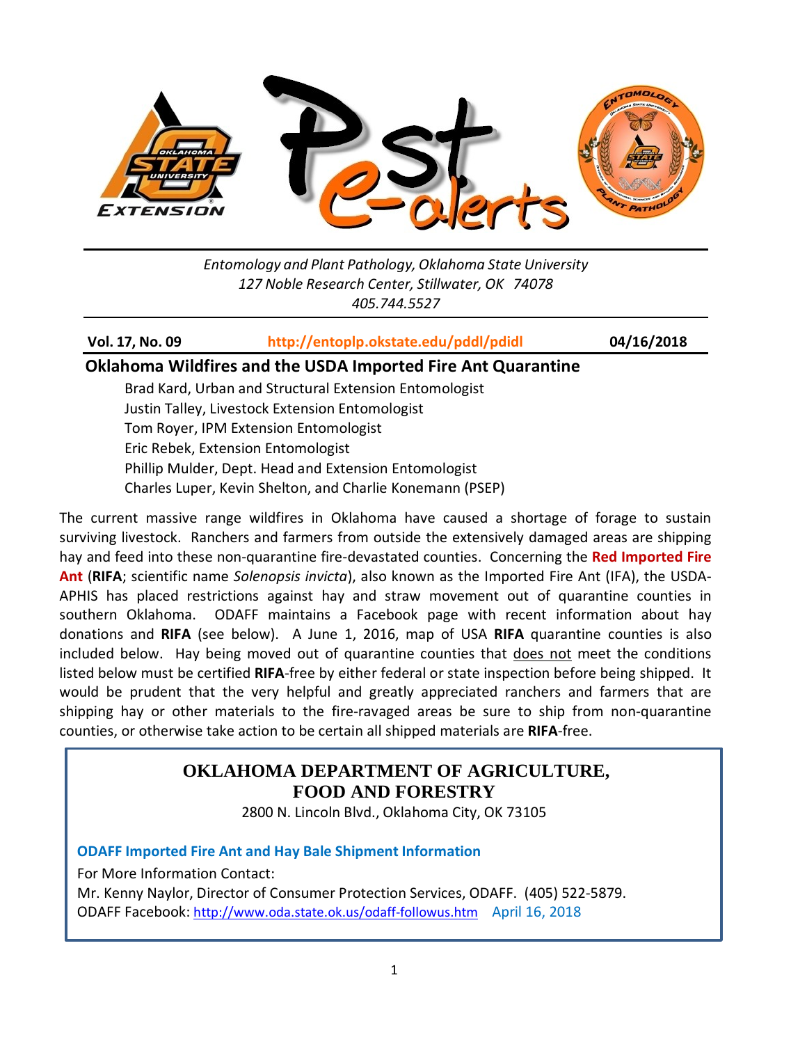*Entomology and Plant Pathology, Oklahoma State University*
*127 Noble Research Center, Stillwater, OK 74078*
*405.744.5527*

**Vol. 17, No. 09** **http://entoplp.okstate.edu/pddl/pdidl** **04/16/2018**

## Oklahoma Wildfires and the USDA Imported Fire Ant Quarantine

Brad Kard, Urban and Structural Extension Entomologist
Justin Talley, Livestock Extension Entomologist
Tom Royer, IPM Extension Entomologist
Eric Rebek, Extension Entomologist
Phillip Mulder, Dept. Head and Extension Entomologist
Charles Luper, Kevin Shelton, and Charlie Konemann (PSEP)

The current massive range wildfires in Oklahoma have caused a shortage of forage to sustain surviving livestock. Ranchers and farmers from outside the extensively damaged areas are shipping hay and feed into these non-quarantine fire-devastated counties. Concerning the **Red Imported Fire Ant** (**RIFA**; scientific name *Solenopsis invicta*), also known as the Imported Fire Ant (IFA), the USDA-APHIS has placed restrictions against hay and straw movement out of quarantine counties in southern Oklahoma. ODAFF maintains a Facebook page with recent information about hay donations and **RIFA** (see below). A June 1, 2016, map of USA **RIFA** quarantine counties is also included below. Hay being moved out of quarantine counties that does not meet the conditions listed below must be certified **RIFA**-free by either federal or state inspection before being shipped. It would be prudent that the very helpful and greatly appreciated ranchers and farmers that are shipping hay or other materials to the fire-ravaged areas be sure to ship from non-quarantine counties, or otherwise take action to be certain all shipped materials are **RIFA**-free.

### OKLAHOMA DEPARTMENT OF AGRICULTURE, FOOD AND FORESTRY

2800 N. Lincoln Blvd., Oklahoma City, OK 73105

**ODAFF Imported Fire Ant and Hay Bale Shipment Information**

For More Information Contact:
Mr. Kenny Naylor, Director of Consumer Protection Services, ODAFF. (405) 522-5879.
ODAFF Facebook: http://www.oda.state.ok.us/odaff-followus.htm April 16, 2018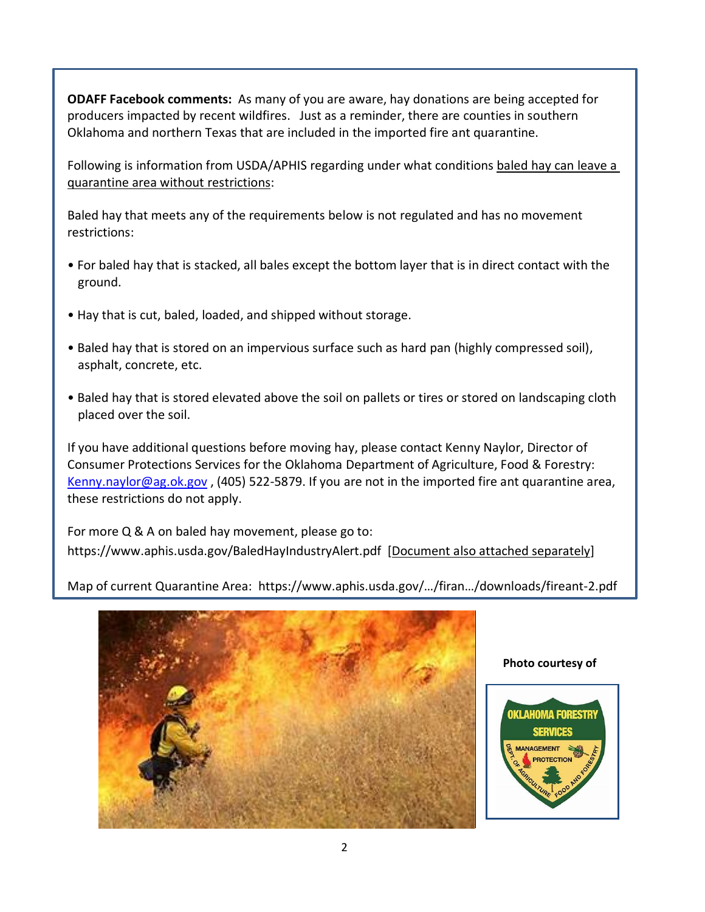**ODAFF Facebook comments:** As many of you are aware, hay donations are being accepted for producers impacted by recent wildfires. Just as a reminder, there are counties in southern Oklahoma and northern Texas that are included in the imported fire ant quarantine.

Following is information from USDA/APHIS regarding under what conditions baled hay can leave a quarantine area without restrictions:

Baled hay that meets any of the requirements below is not regulated and has no movement restrictions:

- For baled hay that is stacked, all bales except the bottom layer that is in direct contact with the ground.
- Hay that is cut, baled, loaded, and shipped without storage.
- Baled hay that is stored on an impervious surface such as hard pan (highly compressed soil), asphalt, concrete, etc.
- Baled hay that is stored elevated above the soil on pallets or tires or stored on landscaping cloth placed over the soil.

If you have additional questions before moving hay, please contact Kenny Naylor, Director of Consumer Protections Services for the Oklahoma Department of Agriculture, Food & Forestry: Kenny.naylor@ag.ok.gov , (405) 522-5879. If you are not in the imported fire ant quarantine area, these restrictions do not apply.

For more Q & A on baled hay movement, please go to: https://www.aphis.usda.gov/BaledHayIndustryAlert.pdf [Document also attached separately]

Map of current Quarantine Area: https://www.aphis.usda.gov/…/firan…/downloads/fireant-2.pdf

**Photo courtesy of**

OKLAHOMA FORESTRY SERVICES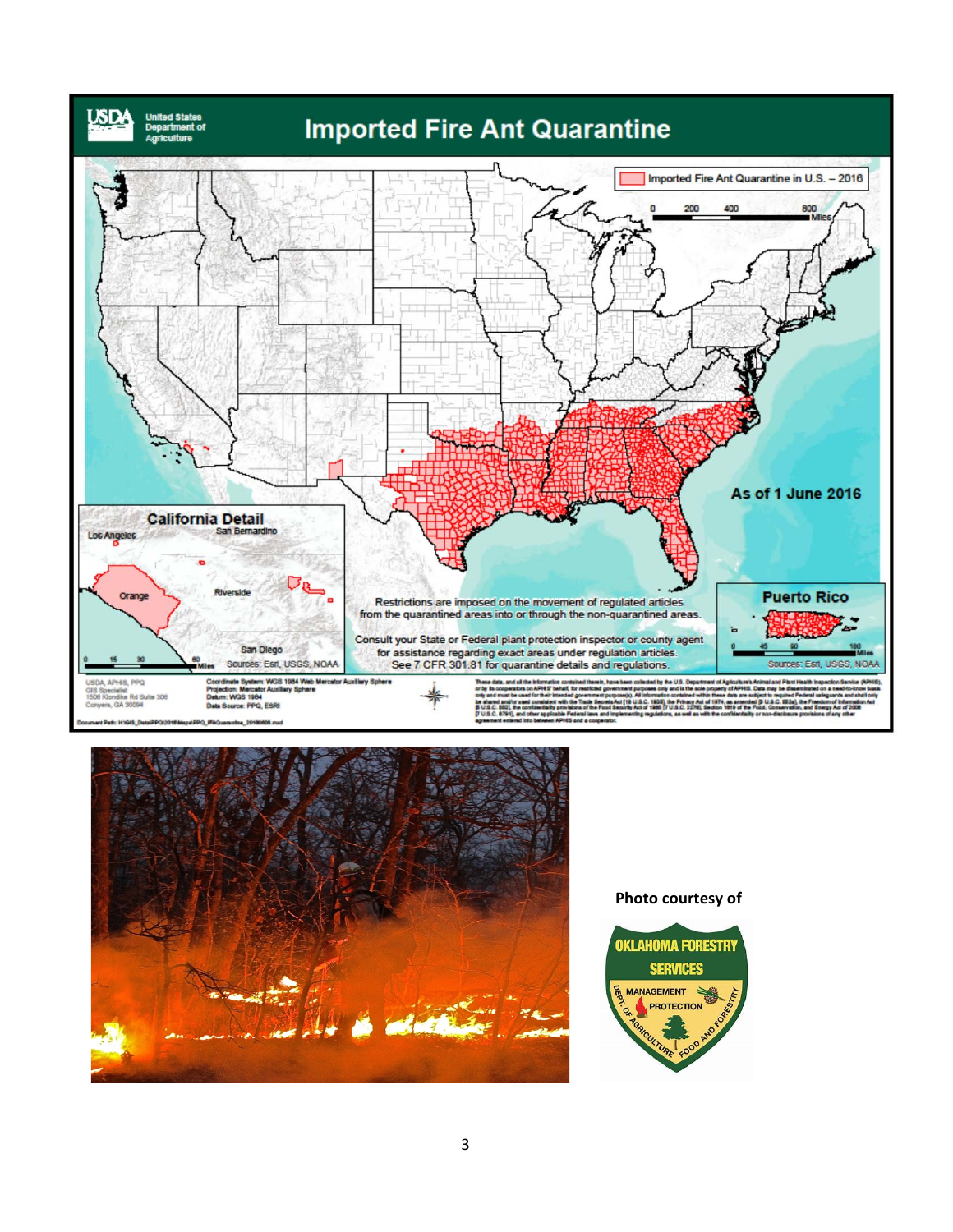# Imported Fire Ant Quarantine

United States Department of Agriculture

Imported Fire Ant Quarantine in U.S. – 2016

As of 1 June 2016

California Detail

Puerto Rico

Restrictions are imposed on the movement of regulated articles from the quarantined areas into or through the non-quarantined areas.

Consult your State or Federal plant protection inspector or county agent for assistance regarding exact areas under regulation articles. See 7 CFR 301.81 for quarantine details and regulations.

Photo courtesy of

OKLAHOMA FORESTRY SERVICES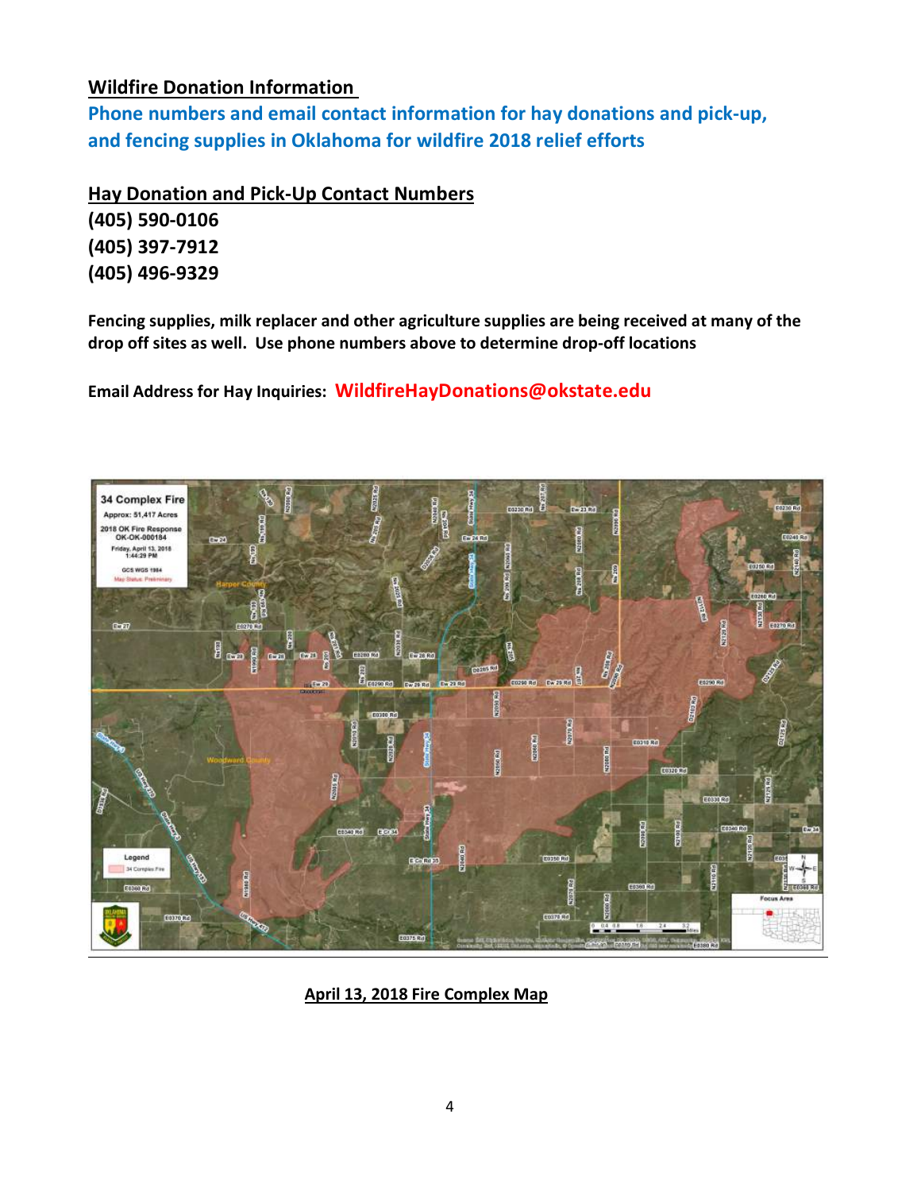## Wildfire Donation Information

### Phone numbers and email contact information for hay donations and pick-up, and fencing supplies in Oklahoma for wildfire 2018 relief efforts

## Hay Donation and Pick-Up Contact Numbers

**(405) 590-0106**
**(405) 397-7912**
**(405) 496-9329**

**Fencing supplies, milk replacer and other agriculture supplies are being received at many of the drop off sites as well. Use phone numbers above to determine drop-off locations**

**Email Address for Hay Inquiries: WildfireHayDonations@okstate.edu**

**April 13, 2018 Fire Complex Map**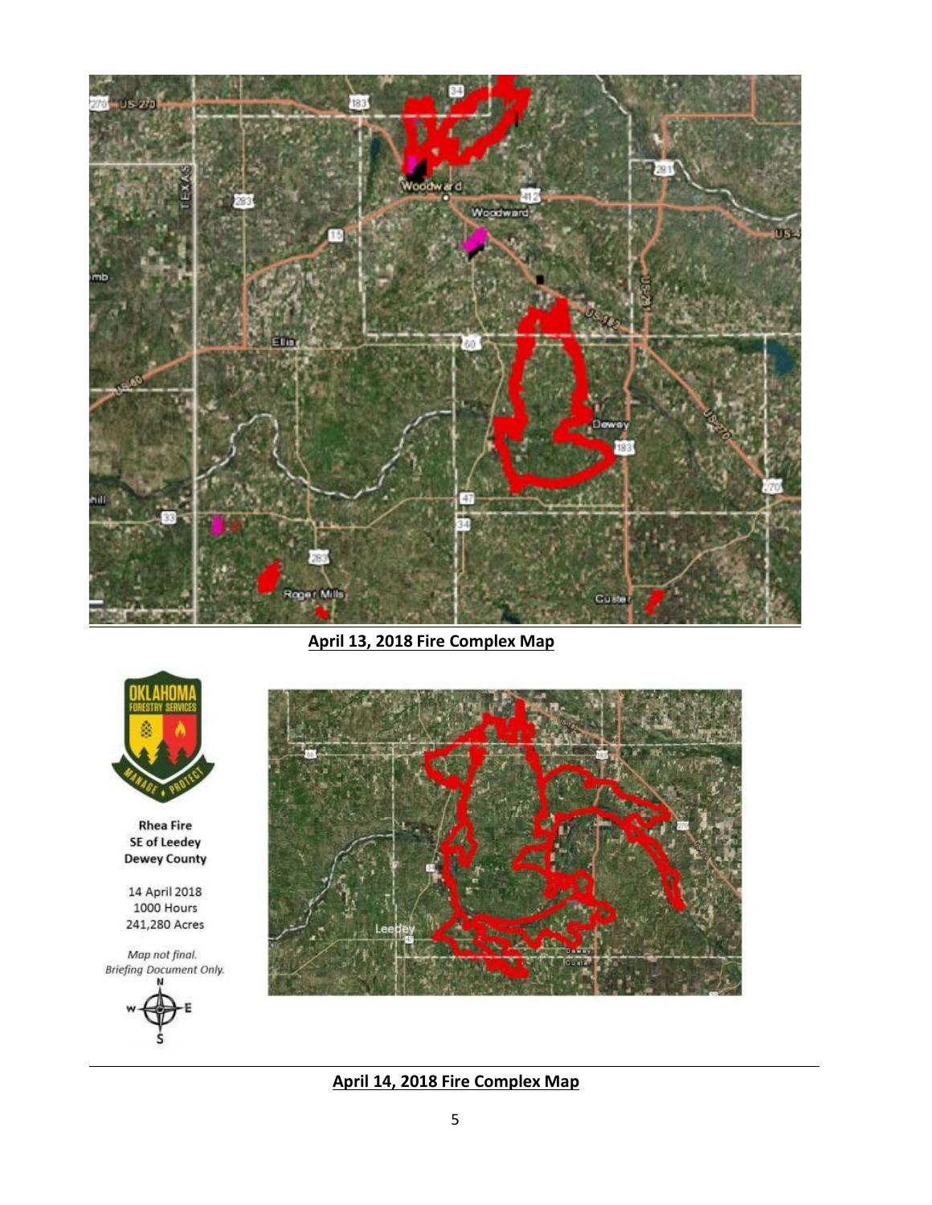**April 13, 2018 Fire Complex Map**

Rhea Fire
SE of Leedey
Dewey County

14 April 2018
1000 Hours
241,280 Acres

*Map not final.*
*Briefing Document Only.*

**April 14, 2018 Fire Complex Map**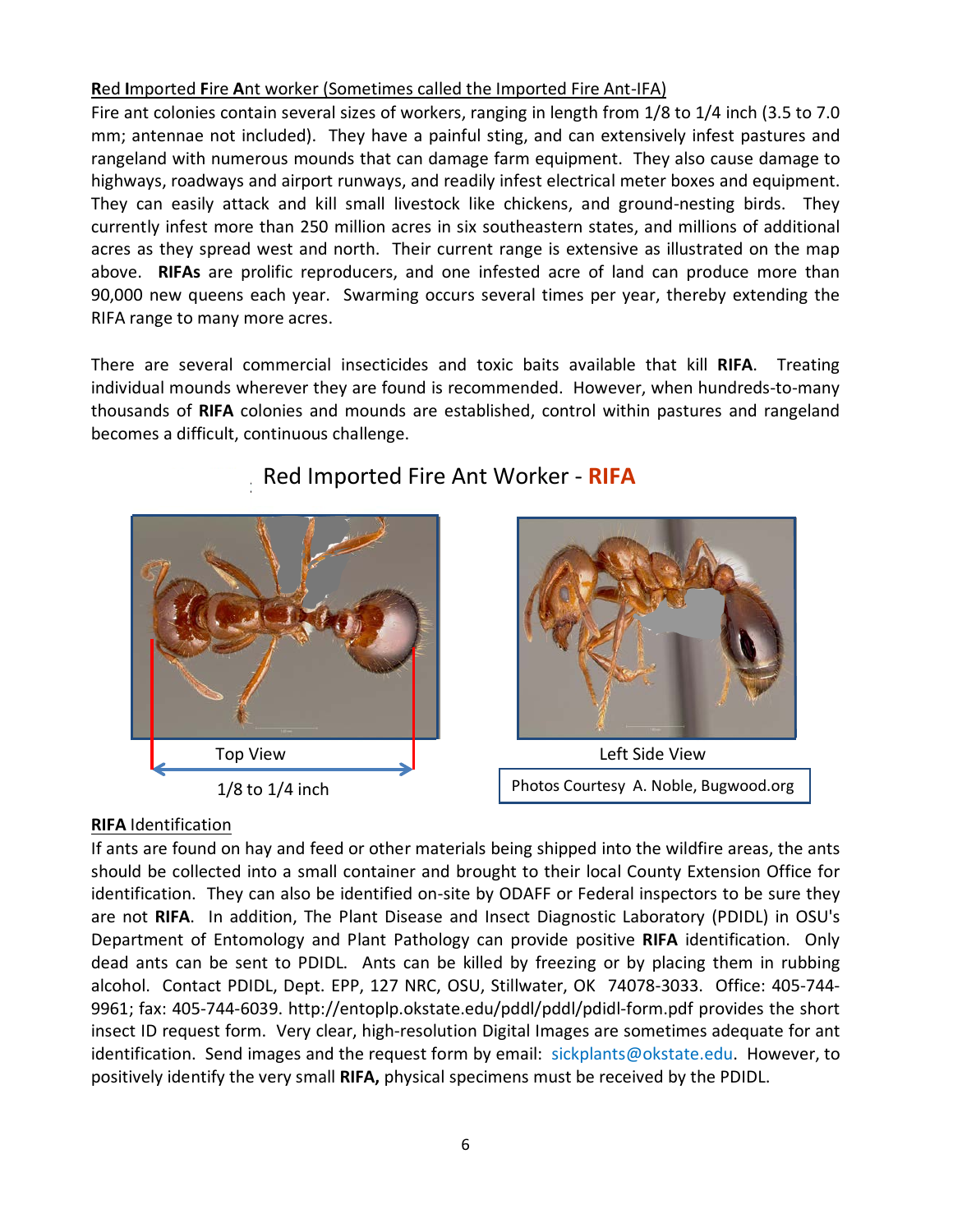**Red Imported Fire Ant worker (Sometimes called the Imported Fire Ant-IFA)**

Fire ant colonies contain several sizes of workers, ranging in length from 1/8 to 1/4 inch (3.5 to 7.0 mm; antennae not included). They have a painful sting, and can extensively infest pastures and rangeland with numerous mounds that can damage farm equipment. They also cause damage to highways, roadways and airport runways, and readily infest electrical meter boxes and equipment. They can easily attack and kill small livestock like chickens, and ground-nesting birds. They currently infest more than 250 million acres in six southeastern states, and millions of additional acres as they spread west and north. Their current range is extensive as illustrated on the map above. **RIFAs** are prolific reproducers, and one infested acre of land can produce more than 90,000 new queens each year. Swarming occurs several times per year, thereby extending the RIFA range to many more acres.

There are several commercial insecticides and toxic baits available that kill **RIFA**. Treating individual mounds wherever they are found is recommended. However, when hundreds-to-many thousands of **RIFA** colonies and mounds are established, control within pastures and rangeland becomes a difficult, continuous challenge.

Red Imported Fire Ant Worker - **RIFA**

Top View

1/8 to 1/4 inch

Left Side View

Photos Courtesy A. Noble, Bugwood.org

**RIFA Identification**

If ants are found on hay and feed or other materials being shipped into the wildfire areas, the ants should be collected into a small container and brought to their local County Extension Office for identification. They can also be identified on-site by ODAFF or Federal inspectors to be sure they are not **RIFA**. In addition, The Plant Disease and Insect Diagnostic Laboratory (PDIDL) in OSU's Department of Entomology and Plant Pathology can provide positive **RIFA** identification. Only dead ants can be sent to PDIDL. Ants can be killed by freezing or by placing them in rubbing alcohol. Contact PDIDL, Dept. EPP, 127 NRC, OSU, Stillwater, OK 74078-3033. Office: 405-744-9961; fax: 405-744-6039. http://entoplp.okstate.edu/pddl/pddl/pdidl-form.pdf provides the short insect ID request form. Very clear, high-resolution Digital Images are sometimes adequate for ant identification. Send images and the request form by email: sickplants@okstate.edu. However, to positively identify the very small **RIFA,** physical specimens must be received by the PDIDL.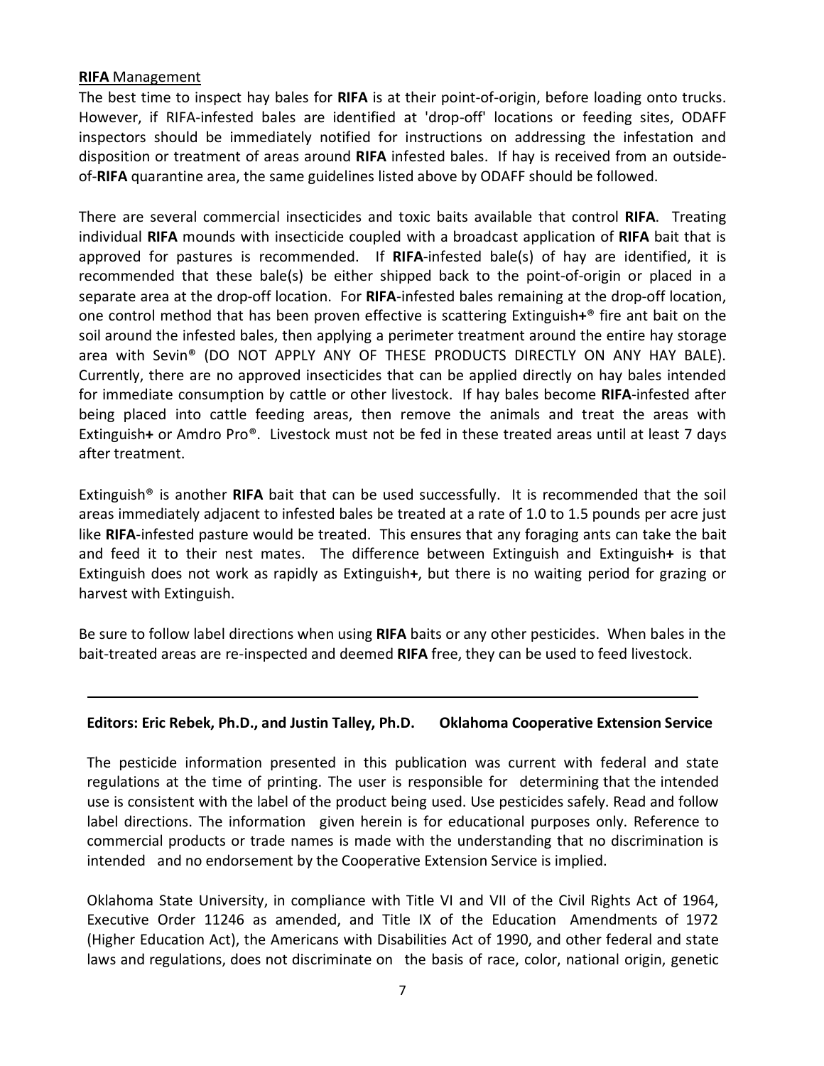**RIFA** Management

The best time to inspect hay bales for **RIFA** is at their point-of-origin, before loading onto trucks. However, if RIFA-infested bales are identified at 'drop-off' locations or feeding sites, ODAFF inspectors should be immediately notified for instructions on addressing the infestation and disposition or treatment of areas around **RIFA** infested bales. If hay is received from an outside-of-**RIFA** quarantine area, the same guidelines listed above by ODAFF should be followed.

There are several commercial insecticides and toxic baits available that control **RIFA**. Treating individual **RIFA** mounds with insecticide coupled with a broadcast application of **RIFA** bait that is approved for pastures is recommended. If **RIFA**-infested bale(s) of hay are identified, it is recommended that these bale(s) be either shipped back to the point-of-origin or placed in a separate area at the drop-off location. For **RIFA**-infested bales remaining at the drop-off location, one control method that has been proven effective is scattering Extinguish**+**® fire ant bait on the soil around the infested bales, then applying a perimeter treatment around the entire hay storage area with Sevin® (DO NOT APPLY ANY OF THESE PRODUCTS DIRECTLY ON ANY HAY BALE). Currently, there are no approved insecticides that can be applied directly on hay bales intended for immediate consumption by cattle or other livestock. If hay bales become **RIFA**-infested after being placed into cattle feeding areas, then remove the animals and treat the areas with Extinguish**+** or Amdro Pro®. Livestock must not be fed in these treated areas until at least 7 days after treatment.

Extinguish® is another **RIFA** bait that can be used successfully. It is recommended that the soil areas immediately adjacent to infested bales be treated at a rate of 1.0 to 1.5 pounds per acre just like **RIFA**-infested pasture would be treated. This ensures that any foraging ants can take the bait and feed it to their nest mates. The difference between Extinguish and Extinguish**+** is that Extinguish does not work as rapidly as Extinguish**+**, but there is no waiting period for grazing or harvest with Extinguish.

Be sure to follow label directions when using **RIFA** baits or any other pesticides. When bales in the bait-treated areas are re-inspected and deemed **RIFA** free, they can be used to feed livestock.

---

**Editors: Eric Rebek, Ph.D., and Justin Talley, Ph.D. Oklahoma Cooperative Extension Service**

The pesticide information presented in this publication was current with federal and state regulations at the time of printing. The user is responsible for determining that the intended use is consistent with the label of the product being used. Use pesticides safely. Read and follow label directions. The information given herein is for educational purposes only. Reference to commercial products or trade names is made with the understanding that no discrimination is intended and no endorsement by the Cooperative Extension Service is implied.

Oklahoma State University, in compliance with Title VI and VII of the Civil Rights Act of 1964, Executive Order 11246 as amended, and Title IX of the Education Amendments of 1972 (Higher Education Act), the Americans with Disabilities Act of 1990, and other federal and state laws and regulations, does not discriminate on the basis of race, color, national origin, genetic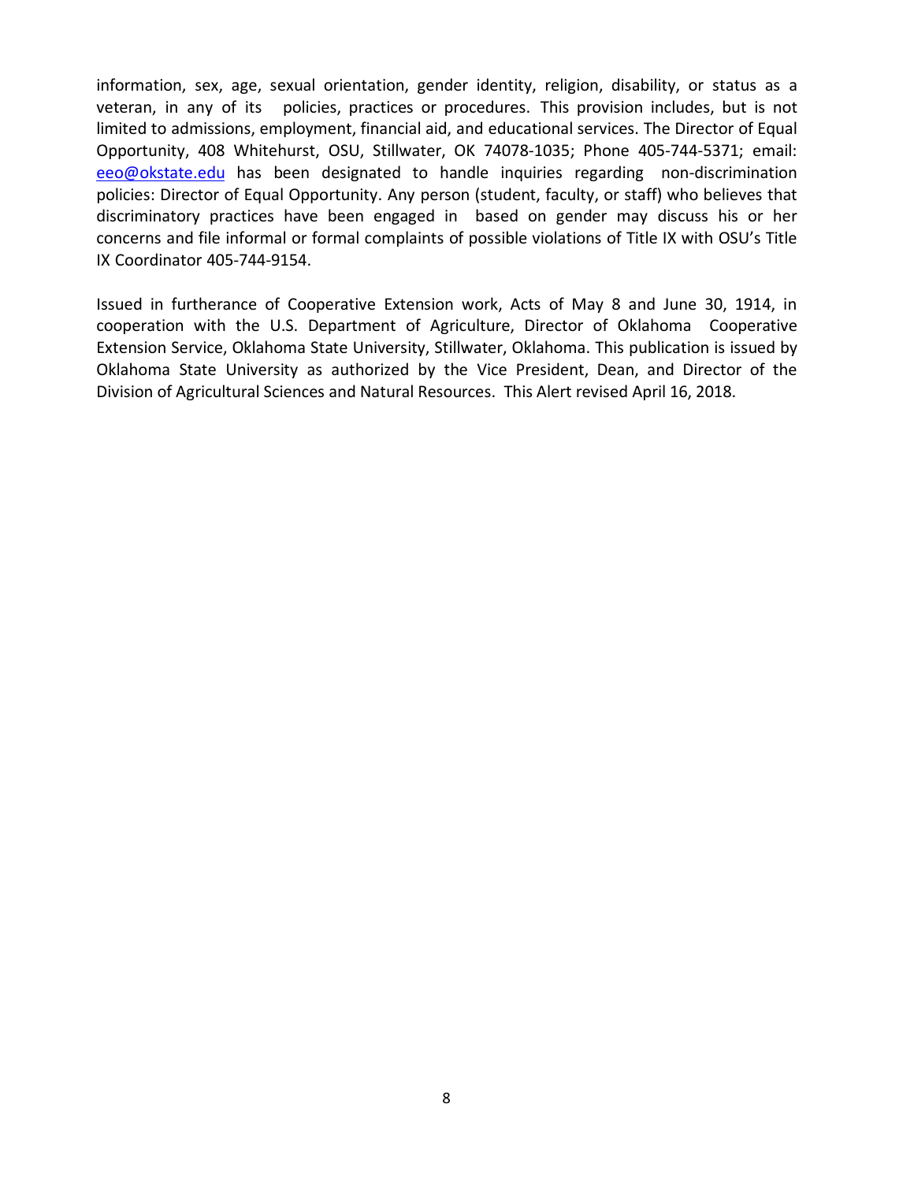information, sex, age, sexual orientation, gender identity, religion, disability, or status as a veteran, in any of its policies, practices or procedures. This provision includes, but is not limited to admissions, employment, financial aid, and educational services. The Director of Equal Opportunity, 408 Whitehurst, OSU, Stillwater, OK 74078-1035; Phone 405-744-5371; email: eeo@okstate.edu has been designated to handle inquiries regarding non-discrimination policies: Director of Equal Opportunity. Any person (student, faculty, or staff) who believes that discriminatory practices have been engaged in based on gender may discuss his or her concerns and file informal or formal complaints of possible violations of Title IX with OSU's Title IX Coordinator 405-744-9154.

Issued in furtherance of Cooperative Extension work, Acts of May 8 and June 30, 1914, in cooperation with the U.S. Department of Agriculture, Director of Oklahoma Cooperative Extension Service, Oklahoma State University, Stillwater, Oklahoma. This publication is issued by Oklahoma State University as authorized by the Vice President, Dean, and Director of the Division of Agricultural Sciences and Natural Resources. This Alert revised April 16, 2018.